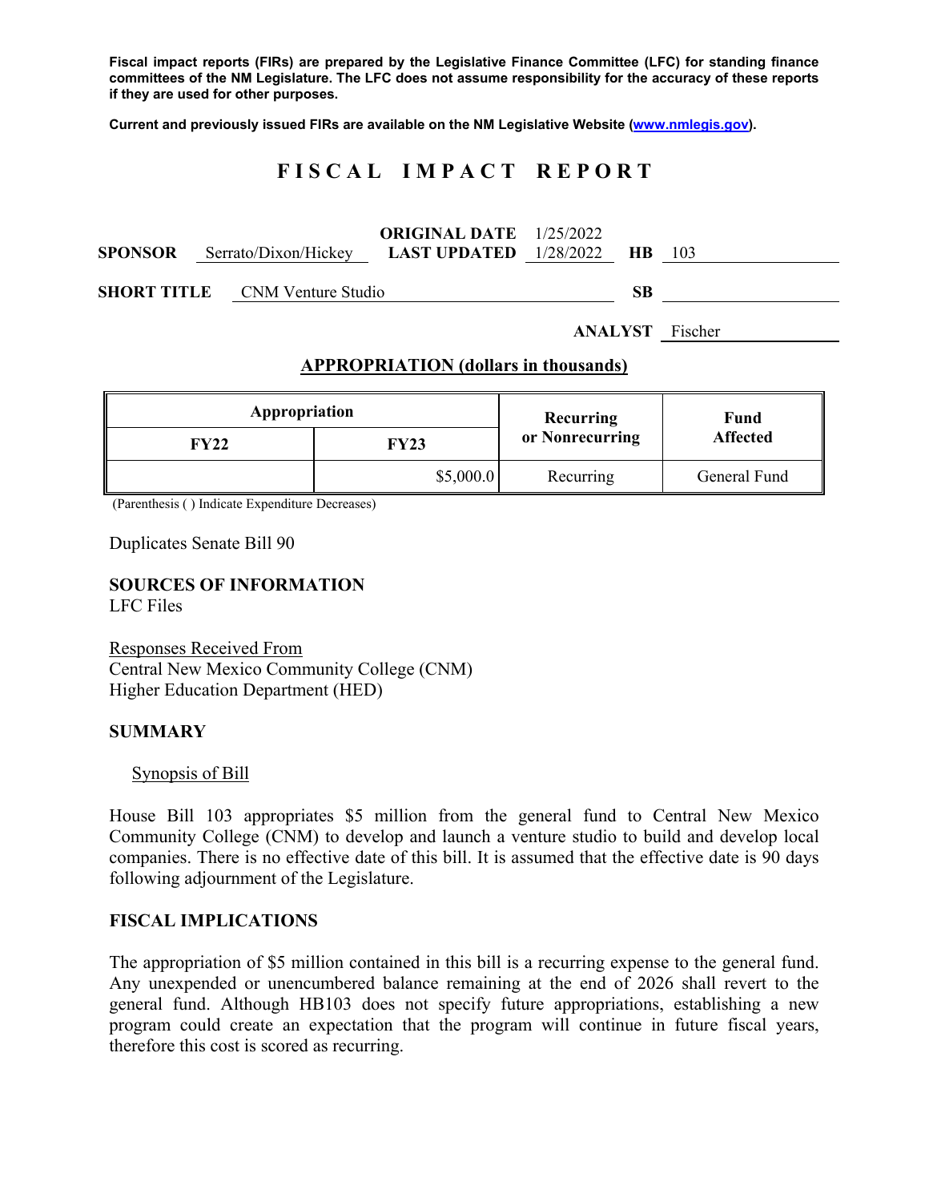**Fiscal impact reports (FIRs) are prepared by the Legislative Finance Committee (LFC) for standing finance committees of the NM Legislature. The LFC does not assume responsibility for the accuracy of these reports if they are used for other purposes.**

**Current and previously issued FIRs are available on the NM Legislative Website (www.nmlegis.gov).**

# F I S C A L   I M P A C T   R E P O R T

**SPONSOR** Serrato/Dixon/Hickey **ORIGINAL DATE** 1/25/2022 **LAST UPDATED** 1/28/2022 **HB** 103

**SHORT TITLE** CNM Venture Studio **SB**

**ANALYST** Fischer

## APPROPRIATION (dollars in thousands)

| Appropriation | | Recurring or Nonrecurring | Fund Affected |
|---|---|---|---|
| **FY22** | **FY23** | | |
| | $5,000.0 | Recurring | General Fund |

(Parenthesis ( ) Indicate Expenditure Decreases)

Duplicates Senate Bill 90

## SOURCES OF INFORMATION

LFC Files

Responses Received From
Central New Mexico Community College (CNM)
Higher Education Department (HED)

## SUMMARY

### Synopsis of Bill

House Bill 103 appropriates $5 million from the general fund to Central New Mexico Community College (CNM) to develop and launch a venture studio to build and develop local companies. There is no effective date of this bill. It is assumed that the effective date is 90 days following adjournment of the Legislature.

## FISCAL IMPLICATIONS

The appropriation of $5 million contained in this bill is a recurring expense to the general fund. Any unexpended or unencumbered balance remaining at the end of 2026 shall revert to the general fund. Although HB103 does not specify future appropriations, establishing a new program could create an expectation that the program will continue in future fiscal years, therefore this cost is scored as recurring.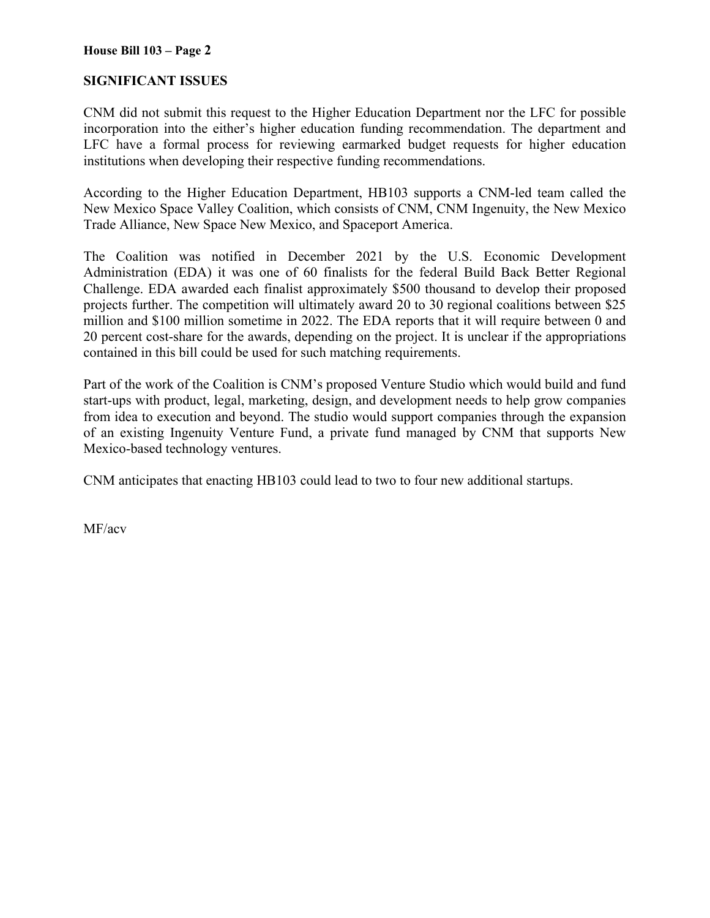## SIGNIFICANT ISSUES

CNM did not submit this request to the Higher Education Department nor the LFC for possible incorporation into the either's higher education funding recommendation. The department and LFC have a formal process for reviewing earmarked budget requests for higher education institutions when developing their respective funding recommendations.

According to the Higher Education Department, HB103 supports a CNM-led team called the New Mexico Space Valley Coalition, which consists of CNM, CNM Ingenuity, the New Mexico Trade Alliance, New Space New Mexico, and Spaceport America.

The Coalition was notified in December 2021 by the U.S. Economic Development Administration (EDA) it was one of 60 finalists for the federal Build Back Better Regional Challenge. EDA awarded each finalist approximately $500 thousand to develop their proposed projects further. The competition will ultimately award 20 to 30 regional coalitions between $25 million and $100 million sometime in 2022. The EDA reports that it will require between 0 and 20 percent cost-share for the awards, depending on the project. It is unclear if the appropriations contained in this bill could be used for such matching requirements.

Part of the work of the Coalition is CNM's proposed Venture Studio which would build and fund start-ups with product, legal, marketing, design, and development needs to help grow companies from idea to execution and beyond. The studio would support companies through the expansion of an existing Ingenuity Venture Fund, a private fund managed by CNM that supports New Mexico-based technology ventures.

CNM anticipates that enacting HB103 could lead to two to four new additional startups.

MF/acv